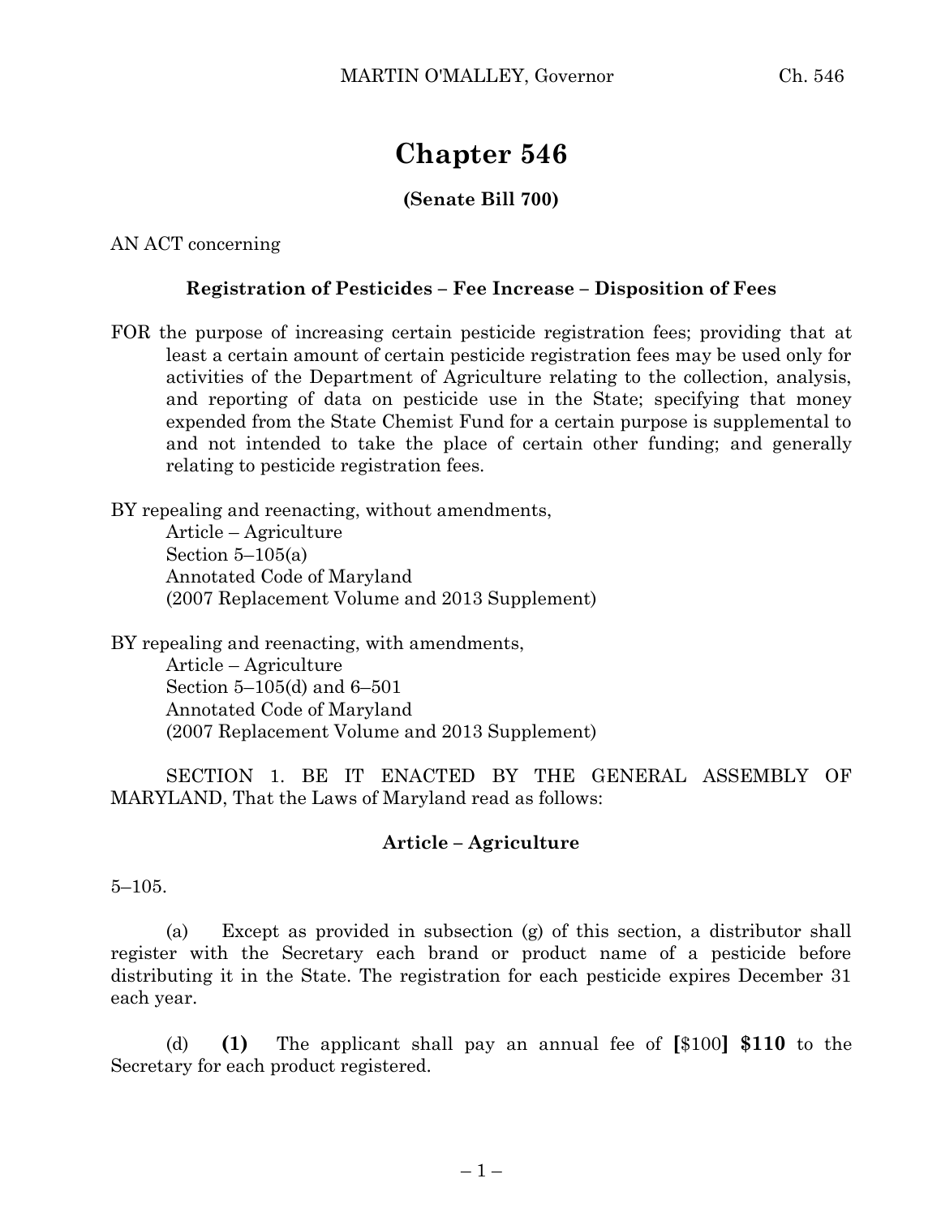# Chapter 546

**(Senate Bill 700)**

AN ACT concerning

**Registration of Pesticides – Fee Increase – Disposition of Fees**

FOR the purpose of increasing certain pesticide registration fees; providing that at least a certain amount of certain pesticide registration fees may be used only for activities of the Department of Agriculture relating to the collection, analysis, and reporting of data on pesticide use in the State; specifying that money expended from the State Chemist Fund for a certain purpose is supplemental to and not intended to take the place of certain other funding; and generally relating to pesticide registration fees.

BY repealing and reenacting, without amendments,
Article – Agriculture
Section 5–105(a)
Annotated Code of Maryland
(2007 Replacement Volume and 2013 Supplement)

BY repealing and reenacting, with amendments,
Article – Agriculture
Section 5–105(d) and 6–501
Annotated Code of Maryland
(2007 Replacement Volume and 2013 Supplement)

SECTION 1. BE IT ENACTED BY THE GENERAL ASSEMBLY OF MARYLAND, That the Laws of Maryland read as follows:

**Article – Agriculture**

5–105.

(a) Except as provided in subsection (g) of this section, a distributor shall register with the Secretary each brand or product name of a pesticide before distributing it in the State. The registration for each pesticide expires December 31 each year.

(d) **(1)** The applicant shall pay an annual fee of **[**$100**] $110** to the Secretary for each product registered.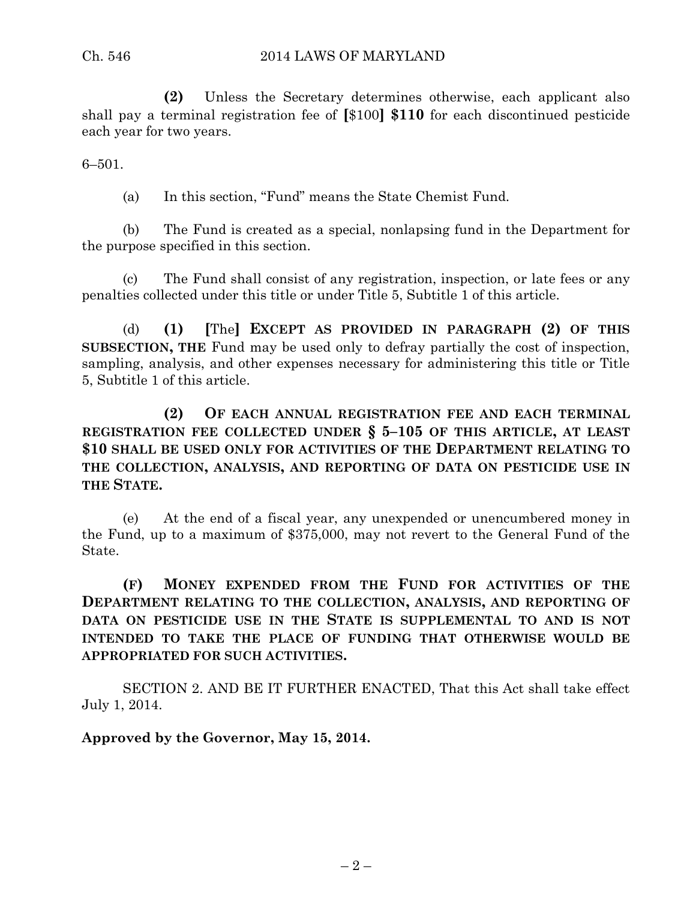**(2)** Unless the Secretary determines otherwise, each applicant also shall pay a terminal registration fee of [$100] **$110** for each discontinued pesticide each year for two years.

6–501.

(a) In this section, "Fund" means the State Chemist Fund.

(b) The Fund is created as a special, nonlapsing fund in the Department for the purpose specified in this section.

(c) The Fund shall consist of any registration, inspection, or late fees or any penalties collected under this title or under Title 5, Subtitle 1 of this article.

(d) **(1)** [The] **EXCEPT AS PROVIDED IN PARAGRAPH (2) OF THIS SUBSECTION, THE** Fund may be used only to defray partially the cost of inspection, sampling, analysis, and other expenses necessary for administering this title or Title 5, Subtitle 1 of this article.

**(2) OF EACH ANNUAL REGISTRATION FEE AND EACH TERMINAL REGISTRATION FEE COLLECTED UNDER § 5–105 OF THIS ARTICLE, AT LEAST $10 SHALL BE USED ONLY FOR ACTIVITIES OF THE DEPARTMENT RELATING TO THE COLLECTION, ANALYSIS, AND REPORTING OF DATA ON PESTICIDE USE IN THE STATE.**

(e) At the end of a fiscal year, any unexpended or unencumbered money in the Fund, up to a maximum of $375,000, may not revert to the General Fund of the State.

**(F) MONEY EXPENDED FROM THE FUND FOR ACTIVITIES OF THE DEPARTMENT RELATING TO THE COLLECTION, ANALYSIS, AND REPORTING OF DATA ON PESTICIDE USE IN THE STATE IS SUPPLEMENTAL TO AND IS NOT INTENDED TO TAKE THE PLACE OF FUNDING THAT OTHERWISE WOULD BE APPROPRIATED FOR SUCH ACTIVITIES.**

SECTION 2. AND BE IT FURTHER ENACTED, That this Act shall take effect July 1, 2014.

**Approved by the Governor, May 15, 2014.**